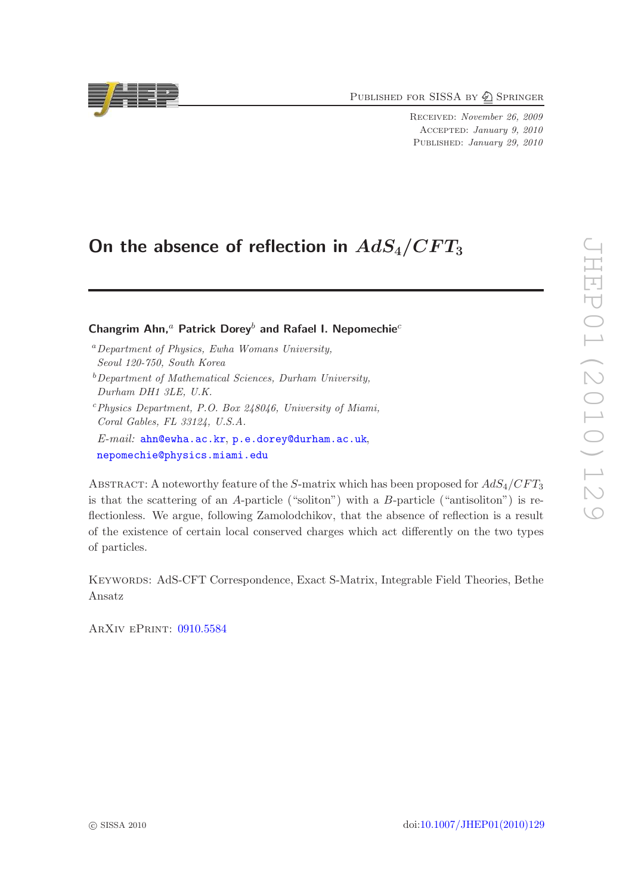Published for SISSA by Springer

Received: *November 26, 2009*
Accepted: *January 9, 2010*
Published: *January 29, 2010*

# On the absence of reflection in $AdS_4/CFT_3$

**Changrim Ahn,**[a] **Patrick Dorey**[b] **and Rafael I. Nepomechie**[c]

[a] *Department of Physics, Ewha Womans University, Seoul 120-750, South Korea*

[b] *Department of Mathematical Sciences, Durham University, Durham DH1 3LE, U.K.*

[c] *Physics Department, P.O. Box 248046, University of Miami, Coral Gables, FL 33124, U.S.A.*

*E-mail:* ahn@ewha.ac.kr, p.e.dorey@durham.ac.uk, nepomechie@physics.miami.edu

Abstract: A noteworthy feature of the $S$-matrix which has been proposed for $AdS_4/CFT_3$ is that the scattering of an $A$-particle ("soliton") with a $B$-particle ("antisoliton") is reflectionless. We argue, following Zamolodchikov, that the absence of reflection is a result of the existence of certain local conserved charges which act differently on the two types of particles.

Keywords: AdS-CFT Correspondence, Exact S-Matrix, Integrable Field Theories, Bethe Ansatz

ArXiv ePrint: 0910.5584

© SISSA 2010

doi:10.1007/JHEP01(2010)129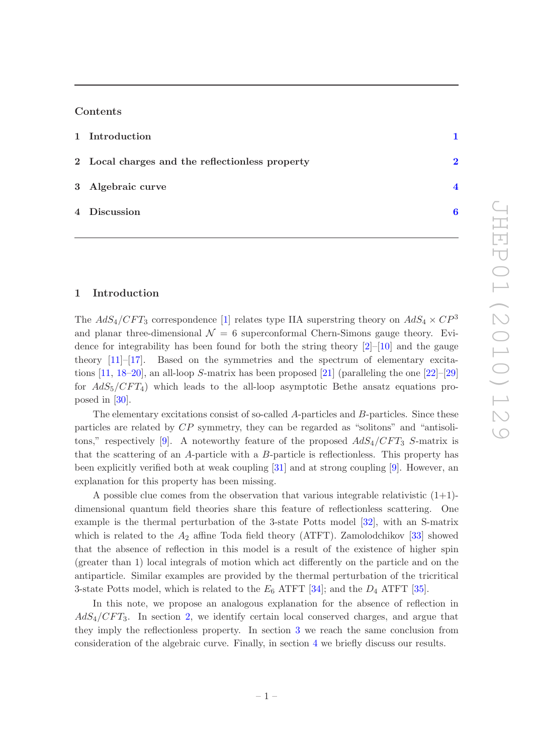## Contents

1 Introduction 1

2 Local charges and the reflectionless property 2

3 Algebraic curve 4

4 Discussion 6

## 1 Introduction

The $AdS_4/CFT_3$ correspondence [1] relates type IIA superstring theory on $AdS_4 \times CP^3$ and planar three-dimensional $\mathcal{N} = 6$ superconformal Chern-Simons gauge theory. Evidence for integrability has been found for both the string theory [2]–[10] and the gauge theory [11]–[17]. Based on the symmetries and the spectrum of elementary excitations [11, 18–20], an all-loop $S$-matrix has been proposed [21] (paralleling the one [22]–[29] for $AdS_5/CFT_4$) which leads to the all-loop asymptotic Bethe ansatz equations proposed in [30].

The elementary excitations consist of so-called $A$-particles and $B$-particles. Since these particles are related by $CP$ symmetry, they can be regarded as "solitons" and "antisolitons," respectively [9]. A noteworthy feature of the proposed $AdS_4/CFT_3$ $S$-matrix is that the scattering of an $A$-particle with a $B$-particle is reflectionless. This property has been explicitly verified both at weak coupling [31] and at strong coupling [9]. However, an explanation for this property has been missing.

A possible clue comes from the observation that various integrable relativistic (1+1)-dimensional quantum field theories share this feature of reflectionless scattering. One example is the thermal perturbation of the 3-state Potts model [32], with an S-matrix which is related to the $A_2$ affine Toda field theory (ATFT). Zamolodchikov [33] showed that the absence of reflection in this model is a result of the existence of higher spin (greater than 1) local integrals of motion which act differently on the particle and on the antiparticle. Similar examples are provided by the thermal perturbation of the tricritical 3-state Potts model, which is related to the $E_6$ ATFT [34]; and the $D_4$ ATFT [35].

In this note, we propose an analogous explanation for the absence of reflection in $AdS_4/CFT_3$. In section 2, we identify certain local conserved charges, and argue that they imply the reflectionless property. In section 3 we reach the same conclusion from consideration of the algebraic curve. Finally, in section 4 we briefly discuss our results.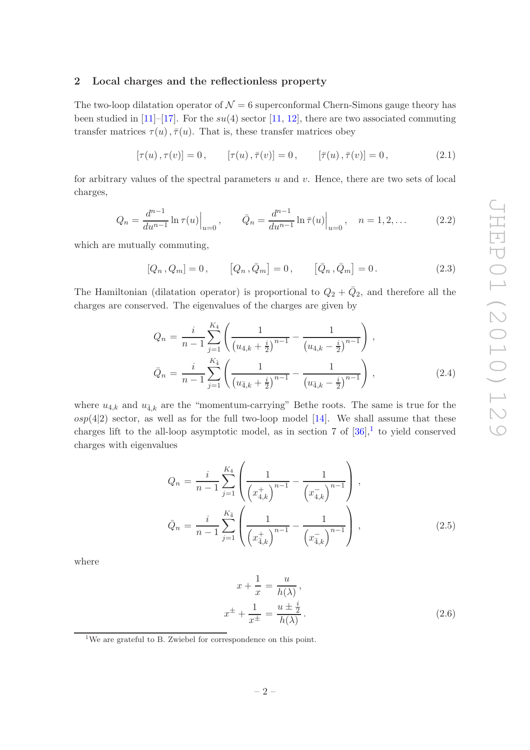## 2 Local charges and the reflectionless property

The two-loop dilatation operator of $\mathcal{N}=6$ superconformal Chern-Simons gauge theory has been studied in [11]–[17]. For the $su(4)$ sector [11, 12], there are two associated commuting transfer matrices $\tau(u)\,, \bar{\tau}(u)$. That is, these transfer matrices obey

$$
[\tau(u)\,, \tau(v)] = 0\,, \qquad [\tau(u)\,, \bar{\tau}(v)] = 0\,, \qquad [\bar{\tau}(u)\,, \bar{\tau}(v)] = 0\,, \tag{2.1}
$$

for arbitrary values of the spectral parameters $u$ and $v$. Hence, there are two sets of local charges,

$$
Q_n = \frac{d^{n-1}}{du^{n-1}} \ln \tau(u) \Big|_{u=0}\,, \qquad \bar{Q}_n = \frac{d^{n-1}}{du^{n-1}} \ln \bar{\tau}(u) \Big|_{u=0}\,, \quad n = 1, 2, \ldots \tag{2.2}
$$

which are mutually commuting,

$$
[Q_n\,, Q_m] = 0\,, \qquad [Q_n\,, \bar{Q}_m] = 0\,, \qquad [\bar{Q}_n\,, \bar{Q}_m] = 0\,. \tag{2.3}
$$

The Hamiltonian (dilatation operator) is proportional to $Q_2 + \bar{Q}_2$, and therefore all the charges are conserved. The eigenvalues of the charges are given by

$$
\begin{aligned}
Q_n &= \frac{i}{n-1} \sum_{j=1}^{K_4} \left( \frac{1}{\left(u_{4,k} + \frac{i}{2}\right)^{n-1}} - \frac{1}{\left(u_{4,k} - \frac{i}{2}\right)^{n-1}} \right)\,, \\
\bar{Q}_n &= \frac{i}{n-1} \sum_{j=1}^{K_{\bar{4}}} \left( \frac{1}{\left(u_{\bar{4},k} + \frac{i}{2}\right)^{n-1}} - \frac{1}{\left(u_{\bar{4},k} - \frac{i}{2}\right)^{n-1}} \right)\,,
\end{aligned} \tag{2.4}
$$

where $u_{4,k}$ and $u_{\bar{4},k}$ are the "momentum-carrying" Bethe roots. The same is true for the $osp(4|2)$ sector, as well as for the full two-loop model [14]. We shall assume that these charges lift to the all-loop asymptotic model, as in section 7 of [36],[1] to yield conserved charges with eigenvalues

$$
\begin{aligned}
Q_n &= \frac{i}{n-1} \sum_{j=1}^{K_4} \left( \frac{1}{\left(x^+_{4,k}\right)^{n-1}} - \frac{1}{\left(x^-_{4,k}\right)^{n-1}} \right)\,, \\
\bar{Q}_n &= \frac{i}{n-1} \sum_{j=1}^{K_{\bar{4}}} \left( \frac{1}{\left(x^+_{\bar{4},k}\right)^{n-1}} - \frac{1}{\left(x^-_{\bar{4},k}\right)^{n-1}} \right)\,,
\end{aligned} \tag{2.5}
$$

where

$$
\begin{aligned}
x + \frac{1}{x} &= \frac{u}{h(\lambda)}\,, \\
x^{\pm} + \frac{1}{x^{\pm}} &= \frac{u \pm \frac{i}{2}}{h(\lambda)}\,.
\end{aligned} \tag{2.6}
$$

[1] We are grateful to B. Zwiebel for correspondence on this point.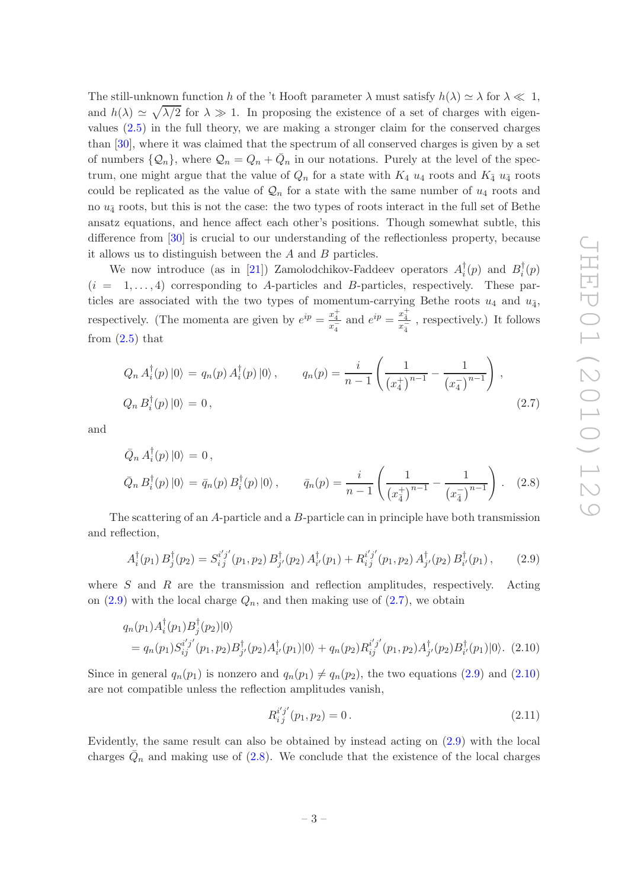The still-unknown function $h$ of the 't Hooft parameter $\lambda$ must satisfy $h(\lambda) \simeq \lambda$ for $\lambda \ll 1$, and $h(\lambda) \simeq \sqrt{\lambda/2}$ for $\lambda \gg 1$. In proposing the existence of a set of charges with eigenvalues (2.5) in the full theory, we are making a stronger claim for the conserved charges than [30], where it was claimed that the spectrum of all conserved charges is given by a set of numbers $\{\mathcal{Q}_n\}$, where $\mathcal{Q}_n = Q_n + \bar{Q}_n$ in our notations. Purely at the level of the spectrum, one might argue that the value of $Q_n$ for a state with $K_4$ $u_4$ roots and $K_{\bar{4}}$ $u_{\bar{4}}$ roots could be replicated as the value of $\mathcal{Q}_n$ for a state with the same number of $u_4$ roots and no $u_{\bar{4}}$ roots, but this is not the case: the two types of roots interact in the full set of Bethe ansatz equations, and hence affect each other's positions. Though somewhat subtle, this difference from [30] is crucial to our understanding of the reflectionless property, because it allows us to distinguish between the $A$ and $B$ particles.

We now introduce (as in [21]) Zamolodchikov-Faddeev operators $A_i^\dagger(p)$ and $B_i^\dagger(p)$ ($i = 1, \ldots, 4$) corresponding to $A$-particles and $B$-particles, respectively. These particles are associated with the two types of momentum-carrying Bethe roots $u_4$ and $u_{\bar{4}}$, respectively. (The momenta are given by $e^{ip} = \frac{x_4^+}{x_4^-}$ and $e^{ip} = \frac{x_{\bar{4}}^+}{x_{\bar{4}}^-}$ , respectively.) It follows from (2.5) that

$$
\begin{aligned}
Q_n\, A_i^\dagger(p)\, |0\rangle &= q_n(p)\, A_i^\dagger(p)\, |0\rangle\,, \qquad q_n(p) = \frac{i}{n-1}\left(\frac{1}{\left(x_4^+\right)^{n-1}} - \frac{1}{\left(x_4^-\right)^{n-1}}\right)\,, \\
Q_n\, B_i^\dagger(p)\, |0\rangle &= 0\,,
\end{aligned} \tag{2.7}
$$

and

$$
\begin{aligned}
\bar{Q}_n\, A_i^\dagger(p)\, |0\rangle &= 0\,, \\
\bar{Q}_n\, B_i^\dagger(p)\, |0\rangle &= \bar{q}_n(p)\, B_i^\dagger(p)\, |0\rangle\,, \qquad \bar{q}_n(p) = \frac{i}{n-1}\left(\frac{1}{\left(x_{\bar{4}}^+\right)^{n-1}} - \frac{1}{\left(x_{\bar{4}}^-\right)^{n-1}}\right)\,.
\end{aligned} \tag{2.8}
$$

The scattering of an $A$-particle and a $B$-particle can in principle have both transmission and reflection,

$$
A_i^\dagger(p_1)\, B_j^\dagger(p_2) = S_{i\,j}^{i'j'}(p_1, p_2)\, B_{j'}^\dagger(p_2)\, A_{i'}^\dagger(p_1) + R_{i\,j}^{i'j'}(p_1, p_2)\, A_{j'}^\dagger(p_2)\, B_{i'}^\dagger(p_1)\,, \tag{2.9}
$$

where $S$ and $R$ are the transmission and reflection amplitudes, respectively. Acting on (2.9) with the local charge $Q_n$, and then making use of (2.7), we obtain

$$
\begin{aligned}
&q_n(p_1) A_i^\dagger(p_1) B_j^\dagger(p_2)|0\rangle \\
&\quad = q_n(p_1) S_{ij}^{i'j'}(p_1, p_2) B_{j'}^\dagger(p_2) A_{i'}^\dagger(p_1)|0\rangle + q_n(p_2) R_{ij}^{i'j'}(p_1, p_2) A_{j'}^\dagger(p_2) B_{i'}^\dagger(p_1)|0\rangle.
\end{aligned} \tag{2.10}
$$

Since in general $q_n(p_1)$ is nonzero and $q_n(p_1) \neq q_n(p_2)$, the two equations (2.9) and (2.10) are not compatible unless the reflection amplitudes vanish,

$$
R_{i\,j}^{i'j'}(p_1, p_2) = 0\,. \tag{2.11}
$$

Evidently, the same result can also be obtained by instead acting on (2.9) with the local charges $\bar{Q}_n$ and making use of (2.8). We conclude that the existence of the local charges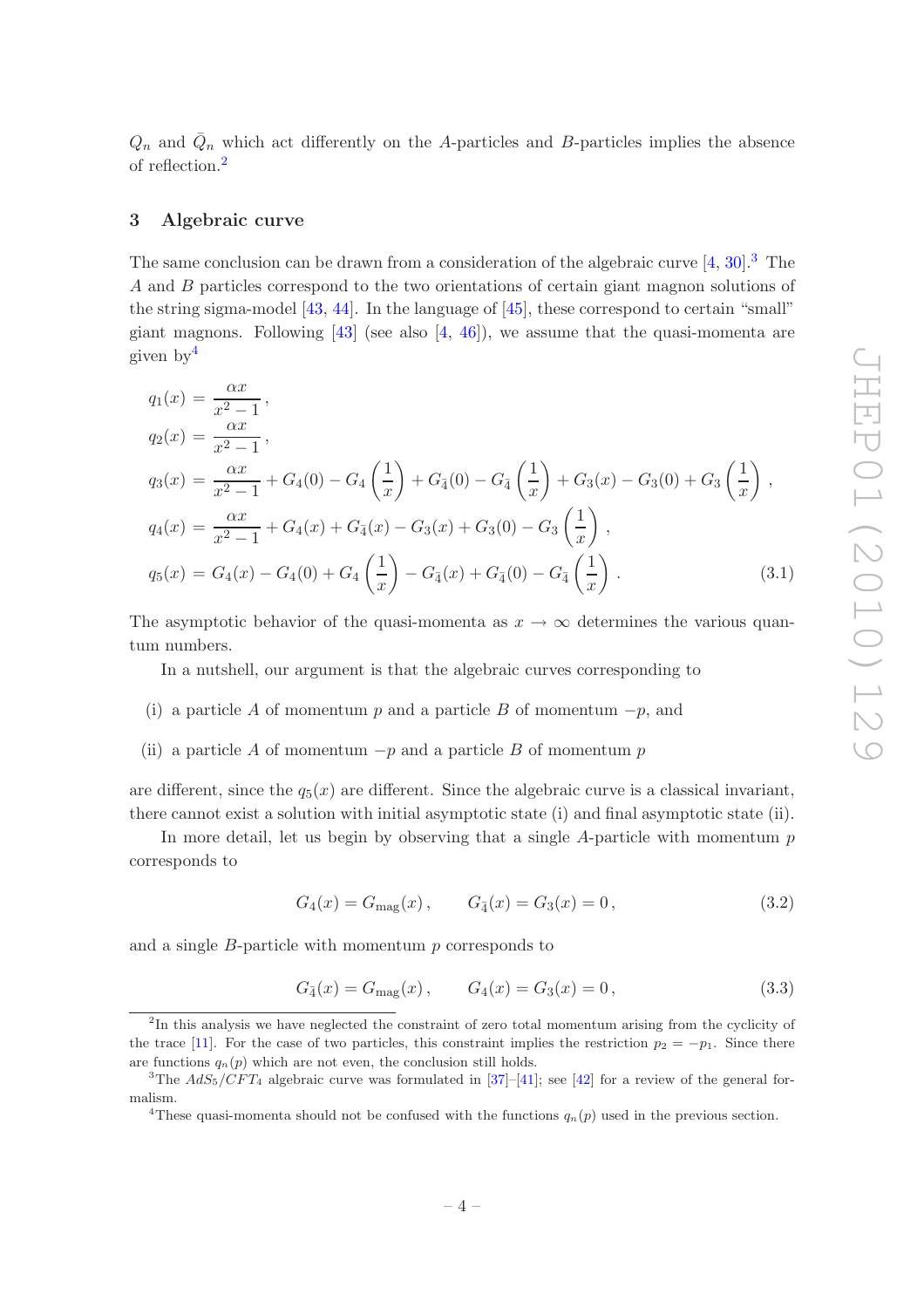$Q_n$ and $\bar{Q}_n$ which act differently on the $A$-particles and $B$-particles implies the absence of reflection.[2]

## 3 Algebraic curve

The same conclusion can be drawn from a consideration of the algebraic curve [4, 30].[3] The $A$ and $B$ particles correspond to the two orientations of certain giant magnon solutions of the string sigma-model [43, 44]. In the language of [45], these correspond to certain "small" giant magnons. Following [43] (see also [4, 46]), we assume that the quasi-momenta are given by[4]

$$
\begin{aligned}
q_1(x) &= \frac{\alpha x}{x^2-1}\,, \\
q_2(x) &= \frac{\alpha x}{x^2-1}\,, \\
q_3(x) &= \frac{\alpha x}{x^2-1} + G_4(0) - G_4\left(\frac{1}{x}\right) + G_{\bar{4}}(0) - G_{\bar{4}}\left(\frac{1}{x}\right) + G_3(x) - G_3(0) + G_3\left(\frac{1}{x}\right)\,, \\
q_4(x) &= \frac{\alpha x}{x^2-1} + G_4(x) + G_{\bar{4}}(x) - G_3(x) + G_3(0) - G_3\left(\frac{1}{x}\right)\,, \\
q_5(x) &= G_4(x) - G_4(0) + G_4\left(\frac{1}{x}\right) - G_{\bar{4}}(x) + G_{\bar{4}}(0) - G_{\bar{4}}\left(\frac{1}{x}\right)\,.
\end{aligned}
\tag{3.1}
$$

The asymptotic behavior of the quasi-momenta as $x \to \infty$ determines the various quantum numbers.

In a nutshell, our argument is that the algebraic curves corresponding to

(i) a particle $A$ of momentum $p$ and a particle $B$ of momentum $-p$, and

(ii) a particle $A$ of momentum $-p$ and a particle $B$ of momentum $p$

are different, since the $q_5(x)$ are different. Since the algebraic curve is a classical invariant, there cannot exist a solution with initial asymptotic state (i) and final asymptotic state (ii).

In more detail, let us begin by observing that a single $A$-particle with momentum $p$ corresponds to

$$
G_4(x) = G_{\text{mag}}(x)\,, \qquad G_{\bar{4}}(x) = G_3(x) = 0\,, \tag{3.2}
$$

and a single $B$-particle with momentum $p$ corresponds to

$$
G_{\bar{4}}(x) = G_{\text{mag}}(x)\,, \qquad G_4(x) = G_3(x) = 0\,, \tag{3.3}
$$

---

[2] In this analysis we have neglected the constraint of zero total momentum arising from the cyclicity of the trace [11]. For the case of two particles, this constraint implies the restriction $p_2 = -p_1$. Since there are functions $q_n(p)$ which are not even, the conclusion still holds.

[3] The $AdS_5/CFT_4$ algebraic curve was formulated in [37]–[41]; see [42] for a review of the general formalism.

[4] These quasi-momenta should not be confused with the functions $q_n(p)$ used in the previous section.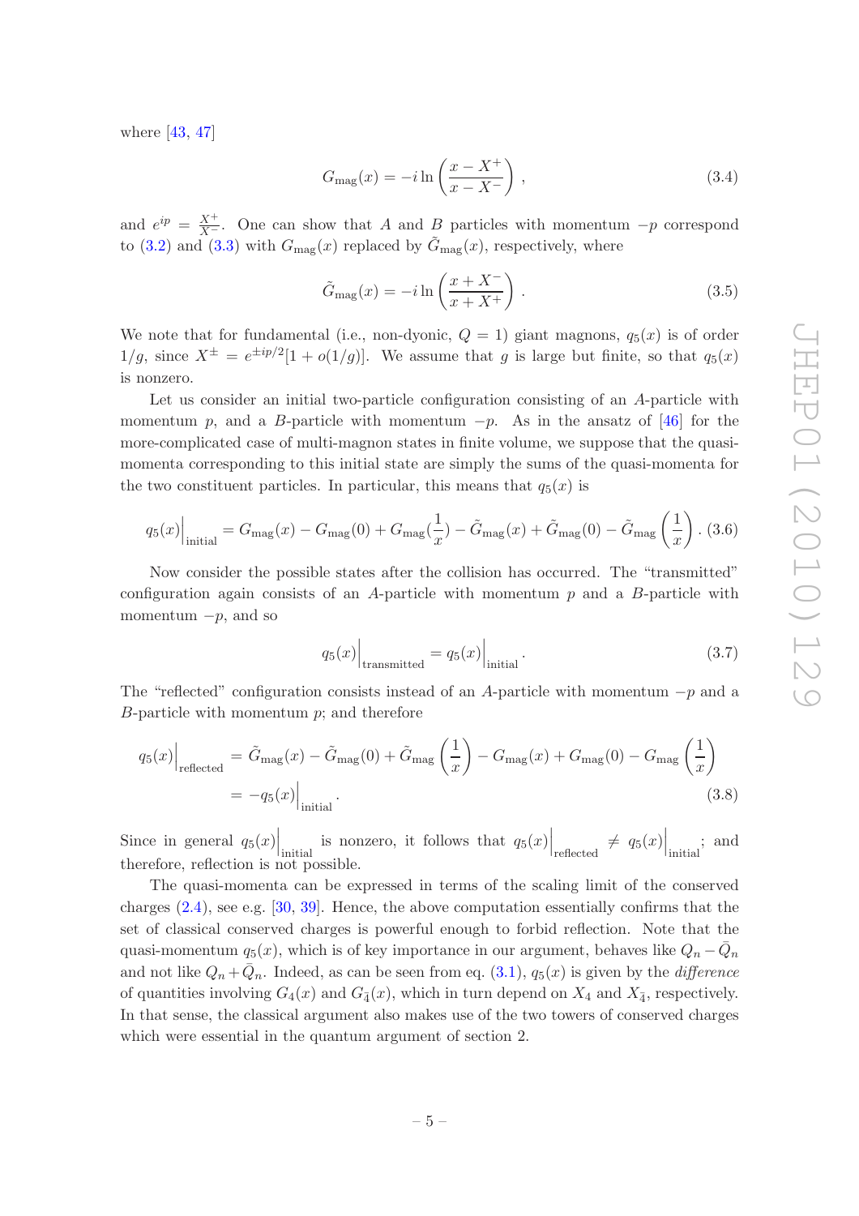where [43, 47]

$$G_{\rm mag}(x) = -i \ln \left( \frac{x - X^+}{x - X^-} \right) , \tag{3.4}$$

and $e^{ip} = \frac{X^+}{X^-}$. One can show that $A$ and $B$ particles with momentum $-p$ correspond to (3.2) and (3.3) with $G_{\rm mag}(x)$ replaced by $\tilde{G}_{\rm mag}(x)$, respectively, where

$$\tilde{G}_{\rm mag}(x) = -i \ln \left( \frac{x + X^-}{x + X^+} \right) . \tag{3.5}$$

We note that for fundamental (i.e., non-dyonic, $Q = 1$) giant magnons, $q_5(x)$ is of order $1/g$, since $X^\pm = e^{\pm ip/2}[1 + o(1/g)]$. We assume that $g$ is large but finite, so that $q_5(x)$ is nonzero.

Let us consider an initial two-particle configuration consisting of an $A$-particle with momentum $p$, and a $B$-particle with momentum $-p$. As in the ansatz of [46] for the more-complicated case of multi-magnon states in finite volume, we suppose that the quasi-momenta corresponding to this initial state are simply the sums of the quasi-momenta for the two constituent particles. In particular, this means that $q_5(x)$ is

$$q_5(x)\Big|_{\rm initial} = G_{\rm mag}(x) - G_{\rm mag}(0) + G_{\rm mag}(\frac{1}{x}) - \tilde{G}_{\rm mag}(x) + \tilde{G}_{\rm mag}(0) - \tilde{G}_{\rm mag}\left(\frac{1}{x}\right) . \tag{3.6}$$

Now consider the possible states after the collision has occurred. The "transmitted" configuration again consists of an $A$-particle with momentum $p$ and a $B$-particle with momentum $-p$, and so

$$q_5(x)\Big|_{\rm transmitted} = q_5(x)\Big|_{\rm initial} . \tag{3.7}$$

The "reflected" configuration consists instead of an $A$-particle with momentum $-p$ and a $B$-particle with momentum $p$; and therefore

$$\begin{aligned} q_5(x)\Big|_{\rm reflected} &= \tilde{G}_{\rm mag}(x) - \tilde{G}_{\rm mag}(0) + \tilde{G}_{\rm mag}\left(\frac{1}{x}\right) - G_{\rm mag}(x) + G_{\rm mag}(0) - G_{\rm mag}\left(\frac{1}{x}\right) \\ &= -q_5(x)\Big|_{\rm initial} . \end{aligned} \tag{3.8}$$

Since in general $q_5(x)\Big|_{\rm initial}$ is nonzero, it follows that $q_5(x)\Big|_{\rm reflected} \ne q_5(x)\Big|_{\rm initial}$; and therefore, reflection is not possible.

The quasi-momenta can be expressed in terms of the scaling limit of the conserved charges (2.4), see e.g. [30, 39]. Hence, the above computation essentially confirms that the set of classical conserved charges is powerful enough to forbid reflection. Note that the quasi-momentum $q_5(x)$, which is of key importance in our argument, behaves like $Q_n - \bar{Q}_n$ and not like $Q_n + \bar{Q}_n$. Indeed, as can be seen from eq. (3.1), $q_5(x)$ is given by the *difference* of quantities involving $G_4(x)$ and $G_{\bar{4}}(x)$, which in turn depend on $X_4$ and $X_{\bar{4}}$, respectively. In that sense, the classical argument also makes use of the two towers of conserved charges which were essential in the quantum argument of section 2.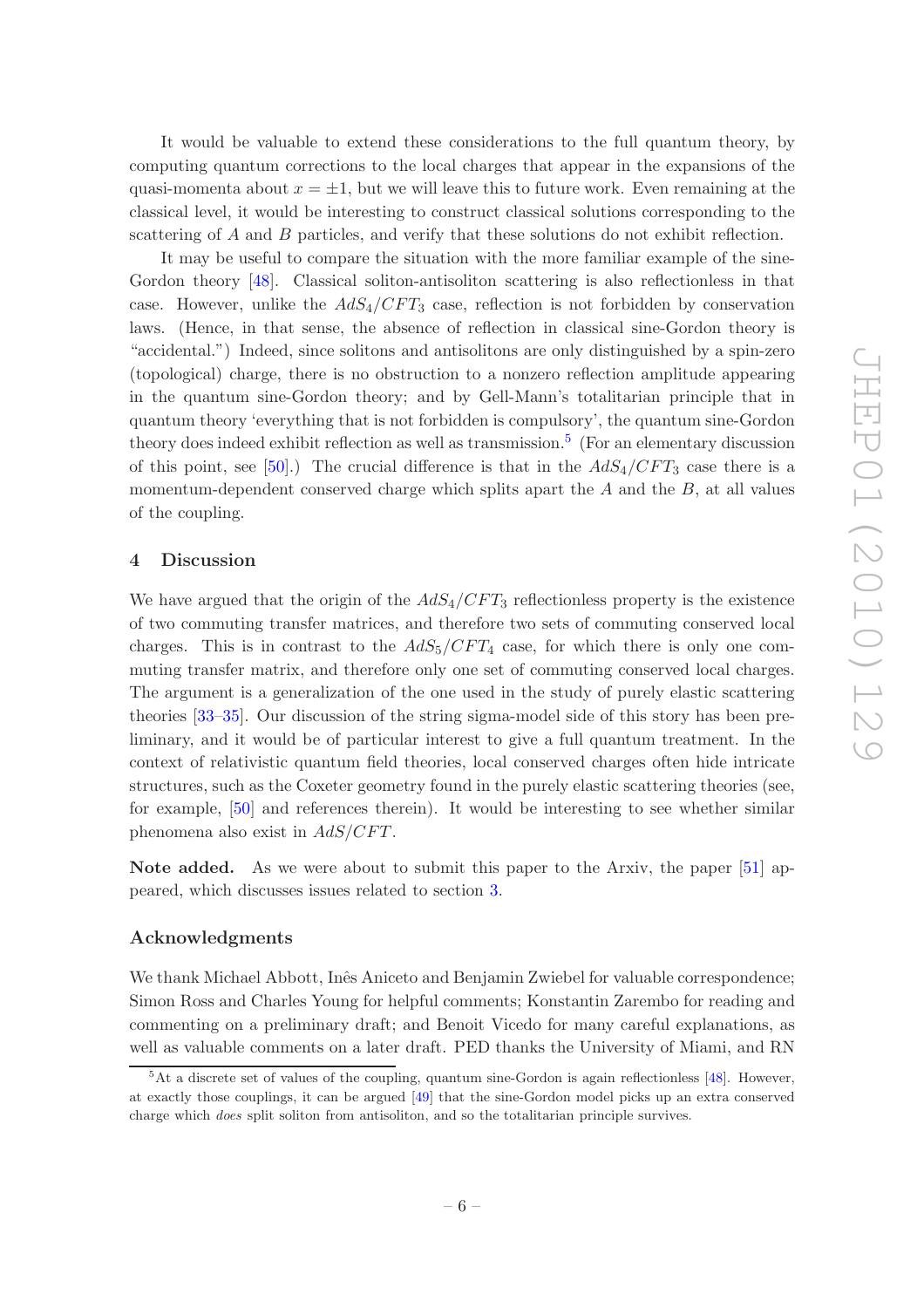It would be valuable to extend these considerations to the full quantum theory, by computing quantum corrections to the local charges that appear in the expansions of the quasi-momenta about $x = \pm 1$, but we will leave this to future work. Even remaining at the classical level, it would be interesting to construct classical solutions corresponding to the scattering of $A$ and $B$ particles, and verify that these solutions do not exhibit reflection.

It may be useful to compare the situation with the more familiar example of the sine-Gordon theory [48]. Classical soliton-antisoliton scattering is also reflectionless in that case. However, unlike the $AdS_4/CFT_3$ case, reflection is not forbidden by conservation laws. (Hence, in that sense, the absence of reflection in classical sine-Gordon theory is "accidental.") Indeed, since solitons and antisolitons are only distinguished by a spin-zero (topological) charge, there is no obstruction to a nonzero reflection amplitude appearing in the quantum sine-Gordon theory; and by Gell-Mann's totalitarian principle that in quantum theory 'everything that is not forbidden is compulsory', the quantum sine-Gordon theory does indeed exhibit reflection as well as transmission.[5] (For an elementary discussion of this point, see [50].) The crucial difference is that in the $AdS_4/CFT_3$ case there is a momentum-dependent conserved charge which splits apart the $A$ and the $B$, at all values of the coupling.

## 4 Discussion

We have argued that the origin of the $AdS_4/CFT_3$ reflectionless property is the existence of two commuting transfer matrices, and therefore two sets of commuting conserved local charges. This is in contrast to the $AdS_5/CFT_4$ case, for which there is only one commuting transfer matrix, and therefore only one set of commuting conserved local charges. The argument is a generalization of the one used in the study of purely elastic scattering theories [33–35]. Our discussion of the string sigma-model side of this story has been preliminary, and it would be of particular interest to give a full quantum treatment. In the context of relativistic quantum field theories, local conserved charges often hide intricate structures, such as the Coxeter geometry found in the purely elastic scattering theories (see, for example, [50] and references therein). It would be interesting to see whether similar phenomena also exist in $AdS/CFT$.

**Note added.** As we were about to submit this paper to the Arxiv, the paper [51] appeared, which discusses issues related to section 3.

### Acknowledgments

We thank Michael Abbott, Inês Aniceto and Benjamin Zwiebel for valuable correspondence; Simon Ross and Charles Young for helpful comments; Konstantin Zarembo for reading and commenting on a preliminary draft; and Benoit Vicedo for many careful explanations, as well as valuable comments on a later draft. PED thanks the University of Miami, and RN

[5] At a discrete set of values of the coupling, quantum sine-Gordon is again reflectionless [48]. However, at exactly those couplings, it can be argued [49] that the sine-Gordon model picks up an extra conserved charge which *does* split soliton from antisoliton, and so the totalitarian principle survives.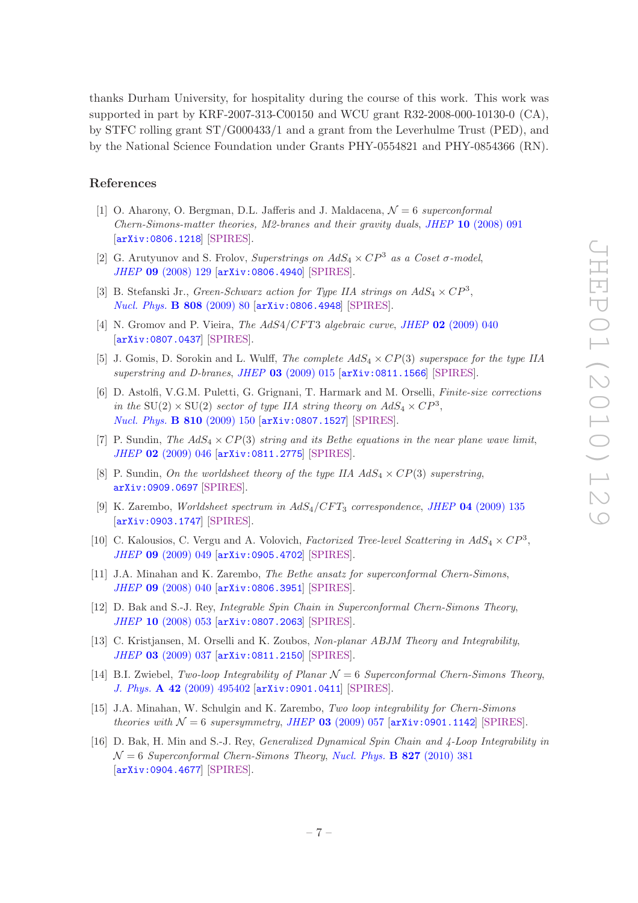thanks Durham University, for hospitality during the course of this work. This work was supported in part by KRF-2007-313-C00150 and WCU grant R32-2008-000-10130-0 (CA), by STFC rolling grant ST/G000433/1 and a grant from the Leverhulme Trust (PED), and by the National Science Foundation under Grants PHY-0554821 and PHY-0854366 (RN).

## References

[1] O. Aharony, O. Bergman, D.L. Jafferis and J. Maldacena, *$\mathcal{N} = 6$ superconformal Chern-Simons-matter theories, M2-branes and their gravity duals*, JHEP **10** (2008) 091 [arXiv:0806.1218] [SPIRES].

[2] G. Arutyunov and S. Frolov, *Superstrings on $AdS_4 \times CP^3$ as a Coset σ-model*, JHEP **09** (2008) 129 [arXiv:0806.4940] [SPIRES].

[3] B. Stefanski Jr., *Green-Schwarz action for Type IIA strings on $AdS_4 \times CP^3$*, Nucl. Phys. **B 808** (2009) 80 [arXiv:0806.4948] [SPIRES].

[4] N. Gromov and P. Vieira, *The $AdS4/CFT3$ algebraic curve*, JHEP **02** (2009) 040 [arXiv:0807.0437] [SPIRES].

[5] J. Gomis, D. Sorokin and L. Wulff, *The complete $AdS_4 \times CP(3)$ superspace for the type IIA superstring and D-branes*, JHEP **03** (2009) 015 [arXiv:0811.1566] [SPIRES].

[6] D. Astolfi, V.G.M. Puletti, G. Grignani, T. Harmark and M. Orselli, *Finite-size corrections in the $\mathrm{SU}(2) \times \mathrm{SU}(2)$ sector of type IIA string theory on $AdS_4 \times CP^3$*, Nucl. Phys. **B 810** (2009) 150 [arXiv:0807.1527] [SPIRES].

[7] P. Sundin, *The $AdS_4 \times CP(3)$ string and its Bethe equations in the near plane wave limit*, JHEP **02** (2009) 046 [arXiv:0811.2775] [SPIRES].

[8] P. Sundin, *On the worldsheet theory of the type IIA $AdS_4 \times CP(3)$ superstring*, arXiv:0909.0697 [SPIRES].

[9] K. Zarembo, *Worldsheet spectrum in $AdS_4/CFT_3$ correspondence*, JHEP **04** (2009) 135 [arXiv:0903.1747] [SPIRES].

[10] C. Kalousios, C. Vergu and A. Volovich, *Factorized Tree-level Scattering in $AdS_4 \times CP^3$*, JHEP **09** (2009) 049 [arXiv:0905.4702] [SPIRES].

[11] J.A. Minahan and K. Zarembo, *The Bethe ansatz for superconformal Chern-Simons*, JHEP **09** (2008) 040 [arXiv:0806.3951] [SPIRES].

[12] D. Bak and S.-J. Rey, *Integrable Spin Chain in Superconformal Chern-Simons Theory*, JHEP **10** (2008) 053 [arXiv:0807.2063] [SPIRES].

[13] C. Kristjansen, M. Orselli and K. Zoubos, *Non-planar ABJM Theory and Integrability*, JHEP **03** (2009) 037 [arXiv:0811.2150] [SPIRES].

[14] B.I. Zwiebel, *Two-loop Integrability of Planar $\mathcal{N} = 6$ Superconformal Chern-Simons Theory*, J. Phys. **A 42** (2009) 495402 [arXiv:0901.0411] [SPIRES].

[15] J.A. Minahan, W. Schulgin and K. Zarembo, *Two loop integrability for Chern-Simons theories with $\mathcal{N} = 6$ supersymmetry*, JHEP **03** (2009) 057 [arXiv:0901.1142] [SPIRES].

[16] D. Bak, H. Min and S.-J. Rey, *Generalized Dynamical Spin Chain and 4-Loop Integrability in $\mathcal{N} = 6$ Superconformal Chern-Simons Theory*, Nucl. Phys. **B 827** (2010) 381 [arXiv:0904.4677] [SPIRES].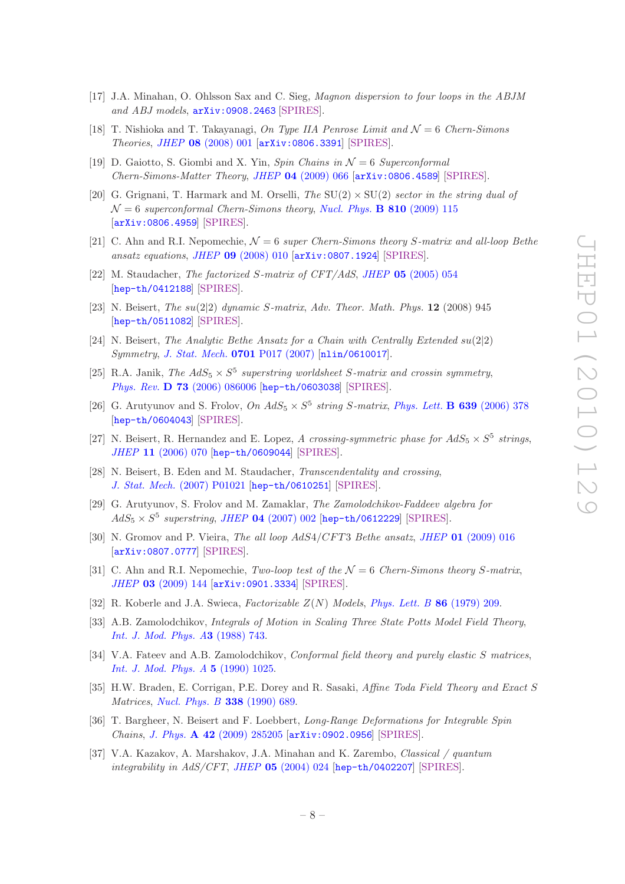[17] J.A. Minahan, O. Ohlsson Sax and C. Sieg, *Magnon dispersion to four loops in the ABJM and ABJ models*, arXiv:0908.2463 [SPIRES].

[18] T. Nishioka and T. Takayanagi, *On Type IIA Penrose Limit and $\mathcal{N} = 6$ Chern-Simons Theories*, JHEP **08** (2008) 001 [arXiv:0806.3391] [SPIRES].

[19] D. Gaiotto, S. Giombi and X. Yin, *Spin Chains in $\mathcal{N} = 6$ Superconformal Chern-Simons-Matter Theory*, JHEP **04** (2009) 066 [arXiv:0806.4589] [SPIRES].

[20] G. Grignani, T. Harmark and M. Orselli, *The $SU(2) \times SU(2)$ sector in the string dual of $\mathcal{N} = 6$ superconformal Chern-Simons theory*, Nucl. Phys. **B 810** (2009) 115 [arXiv:0806.4959] [SPIRES].

[21] C. Ahn and R.I. Nepomechie, *$\mathcal{N} = 6$ super Chern-Simons theory S-matrix and all-loop Bethe ansatz equations*, JHEP **09** (2008) 010 [arXiv:0807.1924] [SPIRES].

[22] M. Staudacher, *The factorized S-matrix of CFT/AdS*, JHEP **05** (2005) 054 [hep-th/0412188] [SPIRES].

[23] N. Beisert, *The su(2|2) dynamic S-matrix*, Adv. Theor. Math. Phys. **12** (2008) 945 [hep-th/0511082] [SPIRES].

[24] N. Beisert, *The Analytic Bethe Ansatz for a Chain with Centrally Extended su(2|2) Symmetry*, J. Stat. Mech. **0701** P017 (2007) [nlin/0610017].

[25] R.A. Janik, *The $AdS_5 \times S^5$ superstring worldsheet S-matrix and crossin symmetry*, Phys. Rev. **D 73** (2006) 086006 [hep-th/0603038] [SPIRES].

[26] G. Arutyunov and S. Frolov, *On $AdS_5 \times S^5$ string S-matrix*, Phys. Lett. **B 639** (2006) 378 [hep-th/0604043] [SPIRES].

[27] N. Beisert, R. Hernandez and E. Lopez, *A crossing-symmetric phase for $AdS_5 \times S^5$ strings*, JHEP **11** (2006) 070 [hep-th/0609044] [SPIRES].

[28] N. Beisert, B. Eden and M. Staudacher, *Transcendentality and crossing*, J. Stat. Mech. (2007) P01021 [hep-th/0610251] [SPIRES].

[29] G. Arutyunov, S. Frolov and M. Zamaklar, *The Zamolodchikov-Faddeev algebra for $AdS_5 \times S^5$ superstring*, JHEP **04** (2007) 002 [hep-th/0612229] [SPIRES].

[30] N. Gromov and P. Vieira, *The all loop AdS4/CFT3 Bethe ansatz*, JHEP **01** (2009) 016 [arXiv:0807.0777] [SPIRES].

[31] C. Ahn and R.I. Nepomechie, *Two-loop test of the $\mathcal{N} = 6$ Chern-Simons theory S-matrix*, JHEP **03** (2009) 144 [arXiv:0901.3334] [SPIRES].

[32] R. Koberle and J.A. Swieca, *Factorizable $Z(N)$ Models*, Phys. Lett. B **86** (1979) 209.

[33] A.B. Zamolodchikov, *Integrals of Motion in Scaling Three State Potts Model Field Theory*, Int. J. Mod. Phys. A**3** (1988) 743.

[34] V.A. Fateev and A.B. Zamolodchikov, *Conformal field theory and purely elastic S matrices*, Int. J. Mod. Phys. A **5** (1990) 1025.

[35] H.W. Braden, E. Corrigan, P.E. Dorey and R. Sasaki, *Affine Toda Field Theory and Exact S Matrices*, Nucl. Phys. B **338** (1990) 689.

[36] T. Bargheer, N. Beisert and F. Loebbert, *Long-Range Deformations for Integrable Spin Chains*, J. Phys. **A 42** (2009) 285205 [arXiv:0902.0956] [SPIRES].

[37] V.A. Kazakov, A. Marshakov, J.A. Minahan and K. Zarembo, *Classical / quantum integrability in AdS/CFT*, JHEP **05** (2004) 024 [hep-th/0402207] [SPIRES].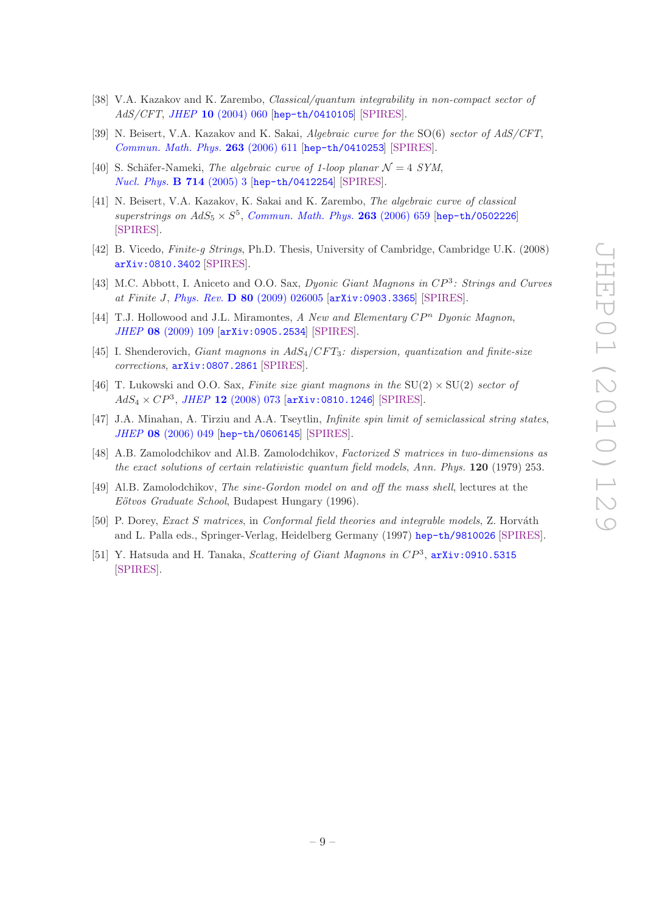[38] V.A. Kazakov and K. Zarembo, *Classical/quantum integrability in non-compact sector of AdS/CFT*, *JHEP* **10** (2004) 060 [hep-th/0410105] [SPIRES].

[39] N. Beisert, V.A. Kazakov and K. Sakai, *Algebraic curve for the* SO(6) *sector of AdS/CFT*, *Commun. Math. Phys.* **263** (2006) 611 [hep-th/0410253] [SPIRES].

[40] S. Schäfer-Nameki, *The algebraic curve of 1-loop planar* $\mathcal{N} = 4$ *SYM*, *Nucl. Phys.* **B 714** (2005) 3 [hep-th/0412254] [SPIRES].

[41] N. Beisert, V.A. Kazakov, K. Sakai and K. Zarembo, *The algebraic curve of classical superstrings on* $AdS_5 \times S^5$, *Commun. Math. Phys.* **263** (2006) 659 [hep-th/0502226] [SPIRES].

[42] B. Vicedo, *Finite-g Strings*, Ph.D. Thesis, University of Cambridge, Cambridge U.K. (2008) arXiv:0810.3402 [SPIRES].

[43] M.C. Abbott, I. Aniceto and O.O. Sax, *Dyonic Giant Magnons in* $CP^3$*: Strings and Curves at Finite J*, *Phys. Rev.* **D 80** (2009) 026005 [arXiv:0903.3365] [SPIRES].

[44] T.J. Hollowood and J.L. Miramontes, *A New and Elementary* $CP^n$ *Dyonic Magnon*, *JHEP* **08** (2009) 109 [arXiv:0905.2534] [SPIRES].

[45] I. Shenderovich, *Giant magnons in* $AdS_4/CFT_3$*: dispersion, quantization and finite-size corrections*, arXiv:0807.2861 [SPIRES].

[46] T. Lukowski and O.O. Sax, *Finite size giant magnons in the* SU(2) $\times$ SU(2) *sector of* $AdS_4 \times CP^3$, *JHEP* **12** (2008) 073 [arXiv:0810.1246] [SPIRES].

[47] J.A. Minahan, A. Tirziu and A.A. Tseytlin, *Infinite spin limit of semiclassical string states*, *JHEP* **08** (2006) 049 [hep-th/0606145] [SPIRES].

[48] A.B. Zamolodchikov and Al.B. Zamolodchikov, *Factorized S matrices in two-dimensions as the exact solutions of certain relativistic quantum field models*, *Ann. Phys.* **120** (1979) 253.

[49] Al.B. Zamolodchikov, *The sine-Gordon model on and off the mass shell*, lectures at the *Eötvos Graduate School*, Budapest Hungary (1996).

[50] P. Dorey, *Exact S matrices*, in *Conformal field theories and integrable models*, Z. Horváth and L. Palla eds., Springer-Verlag, Heidelberg Germany (1997) hep-th/9810026 [SPIRES].

[51] Y. Hatsuda and H. Tanaka, *Scattering of Giant Magnons in* $CP^3$, arXiv:0910.5315 [SPIRES].